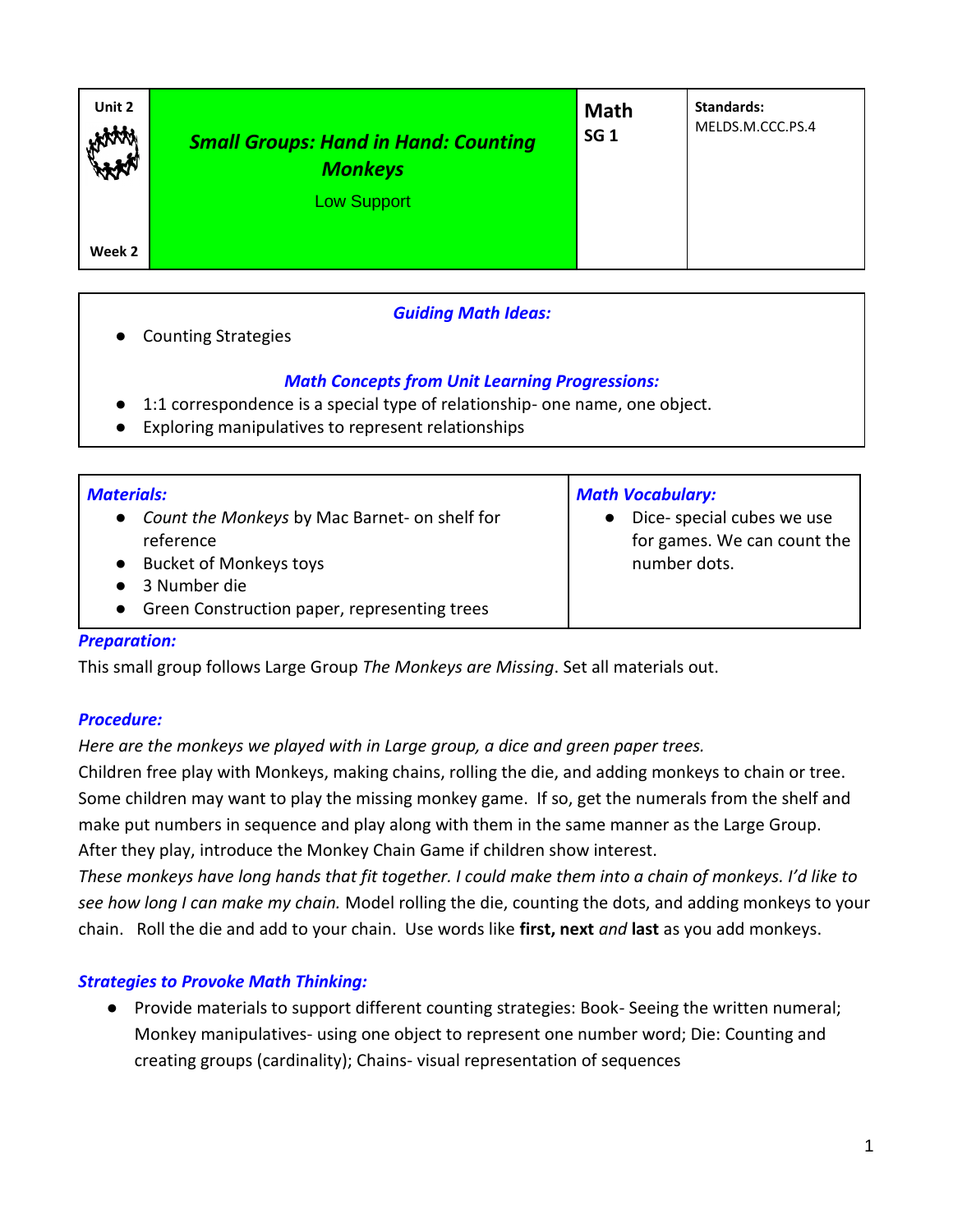| Unit 2<br><br>Week 2 | ***Small Groups: Hand in Hand: Counting Monkeys***<br>Low Support | **Math**<br>**SG 1** | **Standards:**<br>MELDS.M.CCC.PS.4 |
|---|---|---|---|

### *Guiding Math Ideas:*

- Counting Strategies

### *Math Concepts from Unit Learning Progressions:*

- 1:1 correspondence is a special type of relationship- one name, one object.
- Exploring manipulatives to represent relationships

| *Materials:* | *Math Vocabulary:* |
|---|---|
| • *Count the Monkeys* by Mac Barnet- on shelf for reference<br>• Bucket of Monkeys toys<br>• 3 Number die<br>• Green Construction paper, representing trees | • Dice- special cubes we use for games. We can count the number dots. |

### *Preparation:*

This small group follows Large Group *The Monkeys are Missing*. Set all materials out.

### *Procedure:*

*Here are the monkeys we played with in Large group, a dice and green paper trees.*
Children free play with Monkeys, making chains, rolling the die, and adding monkeys to chain or tree. Some children may want to play the missing monkey game. If so, get the numerals from the shelf and make put numbers in sequence and play along with them in the same manner as the Large Group. After they play, introduce the Monkey Chain Game if children show interest.
*These monkeys have long hands that fit together. I could make them into a chain of monkeys. I'd like to see how long I can make my chain.* Model rolling the die, counting the dots, and adding monkeys to your chain. Roll the die and add to your chain. Use words like **first, next** *and* **last** as you add monkeys.

### *Strategies to Provoke Math Thinking:*

- Provide materials to support different counting strategies: Book- Seeing the written numeral; Monkey manipulatives- using one object to represent one number word; Die: Counting and creating groups (cardinality); Chains- visual representation of sequences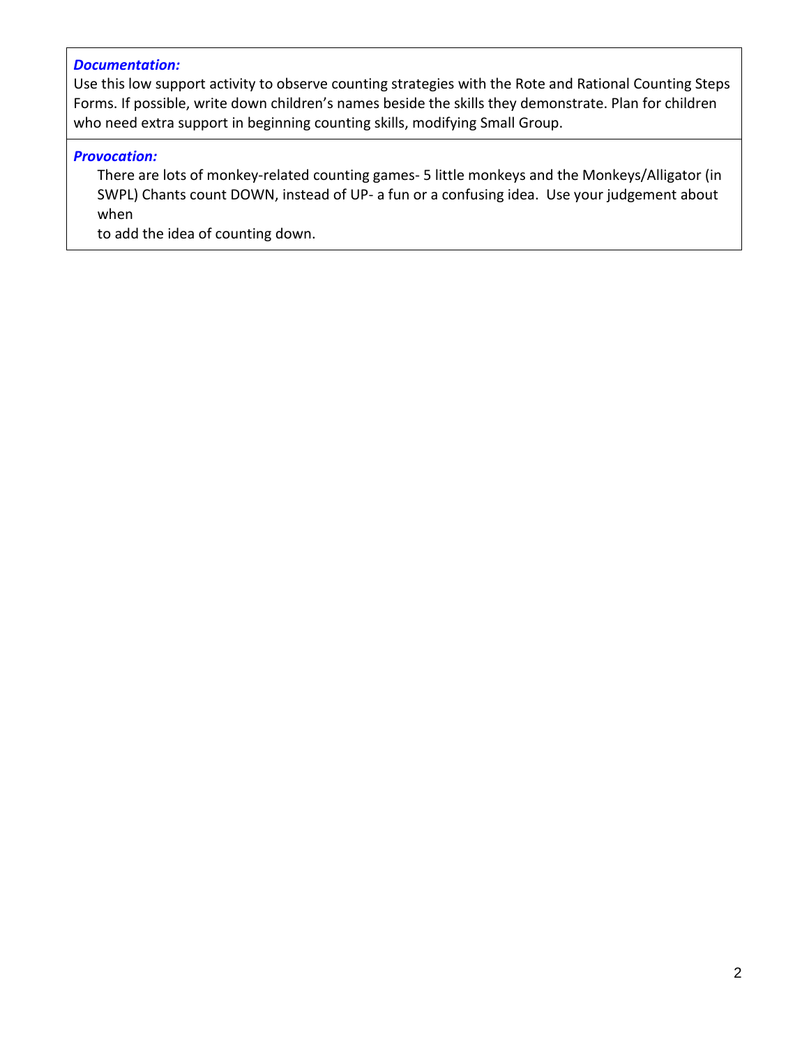***Documentation:***

Use this low support activity to observe counting strategies with the Rote and Rational Counting Steps Forms. If possible, write down children's names beside the skills they demonstrate. Plan for children who need extra support in beginning counting skills, modifying Small Group.

***Provocation:***

There are lots of monkey-related counting games- 5 little monkeys and the Monkeys/Alligator (in SWPL) Chants count DOWN, instead of UP- a fun or a confusing idea. Use your judgement about when to add the idea of counting down.